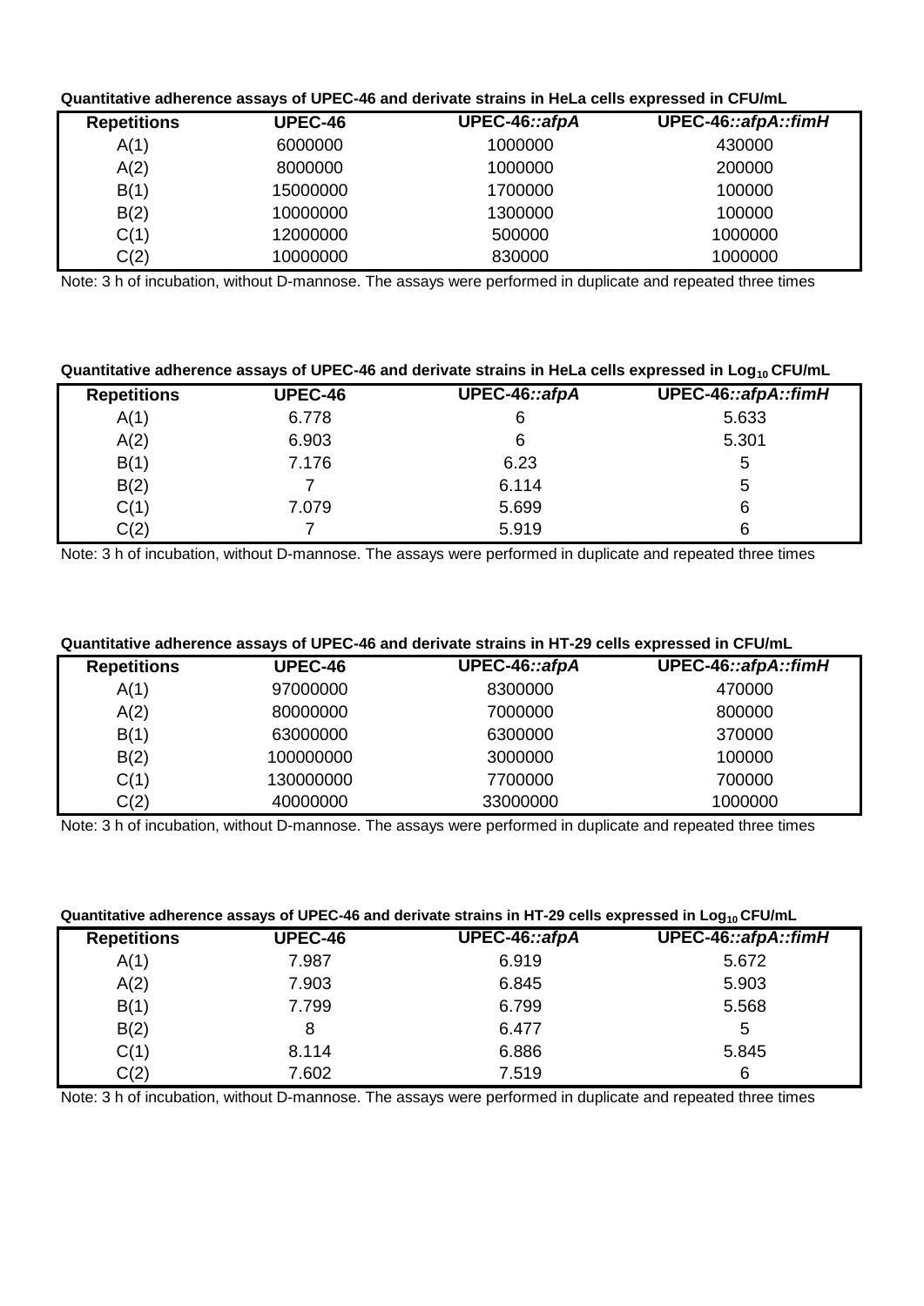**Quantitative adherence assays of UPEC-46 and derivate strains in HeLa cells expressed in CFU/mL**

| Repetitions | UPEC-46 | UPEC-46::*afpA* | UPEC-46::*afpA*::*fimH* |
|---|---|---|---|
| A(1) | 6000000 | 1000000 | 430000 |
| A(2) | 8000000 | 1000000 | 200000 |
| B(1) | 15000000 | 1700000 | 100000 |
| B(2) | 10000000 | 1300000 | 100000 |
| C(1) | 12000000 | 500000 | 1000000 |
| C(2) | 10000000 | 830000 | 1000000 |

Note: 3 h of incubation, without D-mannose. The assays were performed in duplicate and repeated three times

**Quantitative adherence assays of UPEC-46 and derivate strains in HeLa cells expressed in $Log_{10}$ CFU/mL**

| Repetitions | UPEC-46 | UPEC-46::*afpA* | UPEC-46::*afpA*::*fimH* |
|---|---|---|---|
| A(1) | 6.778 | 6 | 5.633 |
| A(2) | 6.903 | 6 | 5.301 |
| B(1) | 7.176 | 6.23 | 5 |
| B(2) | 7 | 6.114 | 5 |
| C(1) | 7.079 | 5.699 | 6 |
| C(2) | 7 | 5.919 | 6 |

Note: 3 h of incubation, without D-mannose. The assays were performed in duplicate and repeated three times

**Quantitative adherence assays of UPEC-46 and derivate strains in HT-29 cells expressed in CFU/mL**

| Repetitions | UPEC-46 | UPEC-46::*afpA* | UPEC-46::*afpA*::*fimH* |
|---|---|---|---|
| A(1) | 97000000 | 8300000 | 470000 |
| A(2) | 80000000 | 7000000 | 800000 |
| B(1) | 63000000 | 6300000 | 370000 |
| B(2) | 100000000 | 3000000 | 100000 |
| C(1) | 130000000 | 7700000 | 700000 |
| C(2) | 40000000 | 33000000 | 1000000 |

Note: 3 h of incubation, without D-mannose. The assays were performed in duplicate and repeated three times

**Quantitative adherence assays of UPEC-46 and derivate strains in HT-29 cells expressed in $Log_{10}$ CFU/mL**

| Repetitions | UPEC-46 | UPEC-46::*afpA* | UPEC-46::*afpA*::*fimH* |
|---|---|---|---|
| A(1) | 7.987 | 6.919 | 5.672 |
| A(2) | 7.903 | 6.845 | 5.903 |
| B(1) | 7.799 | 6.799 | 5.568 |
| B(2) | 8 | 6.477 | 5 |
| C(1) | 8.114 | 6.886 | 5.845 |
| C(2) | 7.602 | 7.519 | 6 |

Note: 3 h of incubation, without D-mannose. The assays were performed in duplicate and repeated three times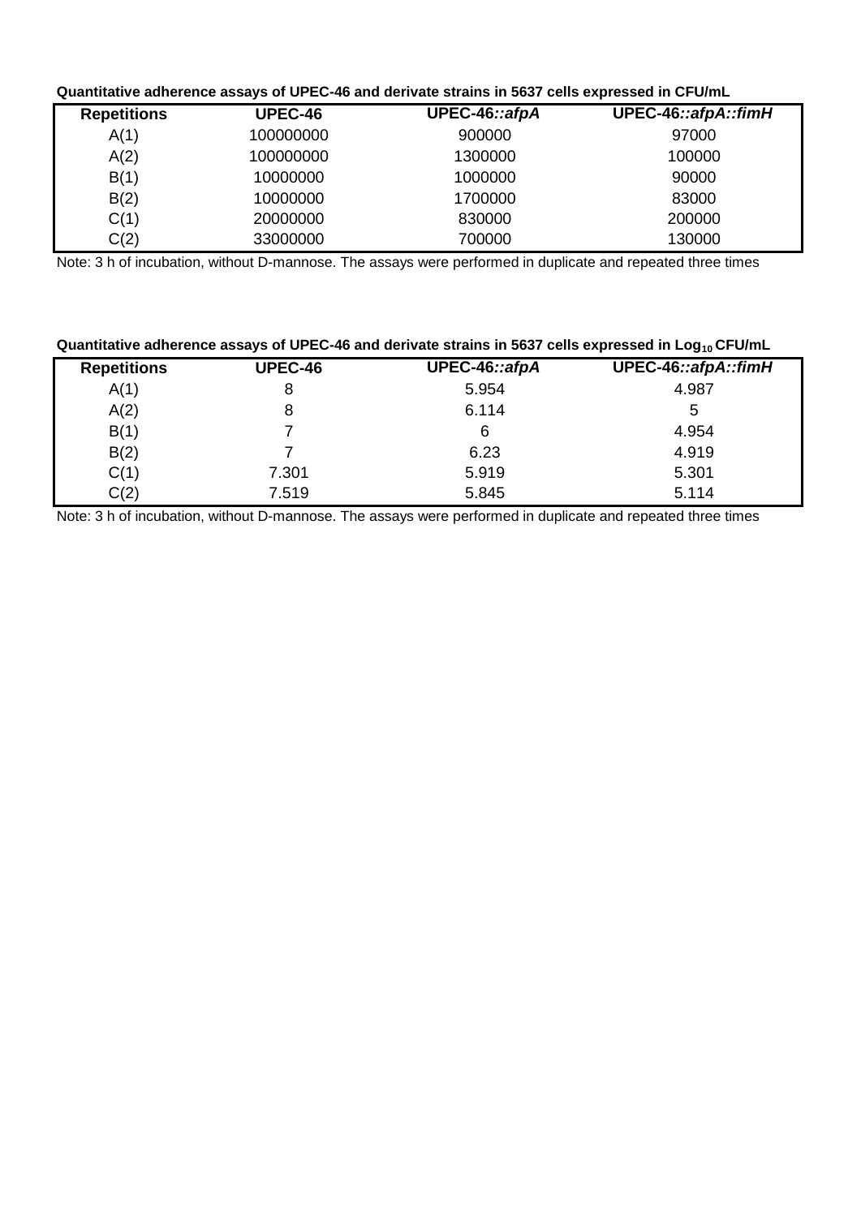**Quantitative adherence assays of UPEC-46 and derivate strains in 5637 cells expressed in CFU/mL**

| Repetitions | UPEC-46 | UPEC-46::*afpA* | UPEC-46::*afpA*::*fimH* |
|---|---|---|---|
| A(1) | 100000000 | 900000 | 97000 |
| A(2) | 100000000 | 1300000 | 100000 |
| B(1) | 10000000 | 1000000 | 90000 |
| B(2) | 10000000 | 1700000 | 83000 |
| C(1) | 20000000 | 830000 | 200000 |
| C(2) | 33000000 | 700000 | 130000 |

Note: 3 h of incubation, without D-mannose. The assays were performed in duplicate and repeated three times

**Quantitative adherence assays of UPEC-46 and derivate strains in 5637 cells expressed in $Log_{10}$ CFU/mL**

| Repetitions | UPEC-46 | UPEC-46::*afpA* | UPEC-46::*afpA*::*fimH* |
|---|---|---|---|
| A(1) | 8 | 5.954 | 4.987 |
| A(2) | 8 | 6.114 | 5 |
| B(1) | 7 | 6 | 4.954 |
| B(2) | 7 | 6.23 | 4.919 |
| C(1) | 7.301 | 5.919 | 5.301 |
| C(2) | 7.519 | 5.845 | 5.114 |

Note: 3 h of incubation, without D-mannose. The assays were performed in duplicate and repeated three times